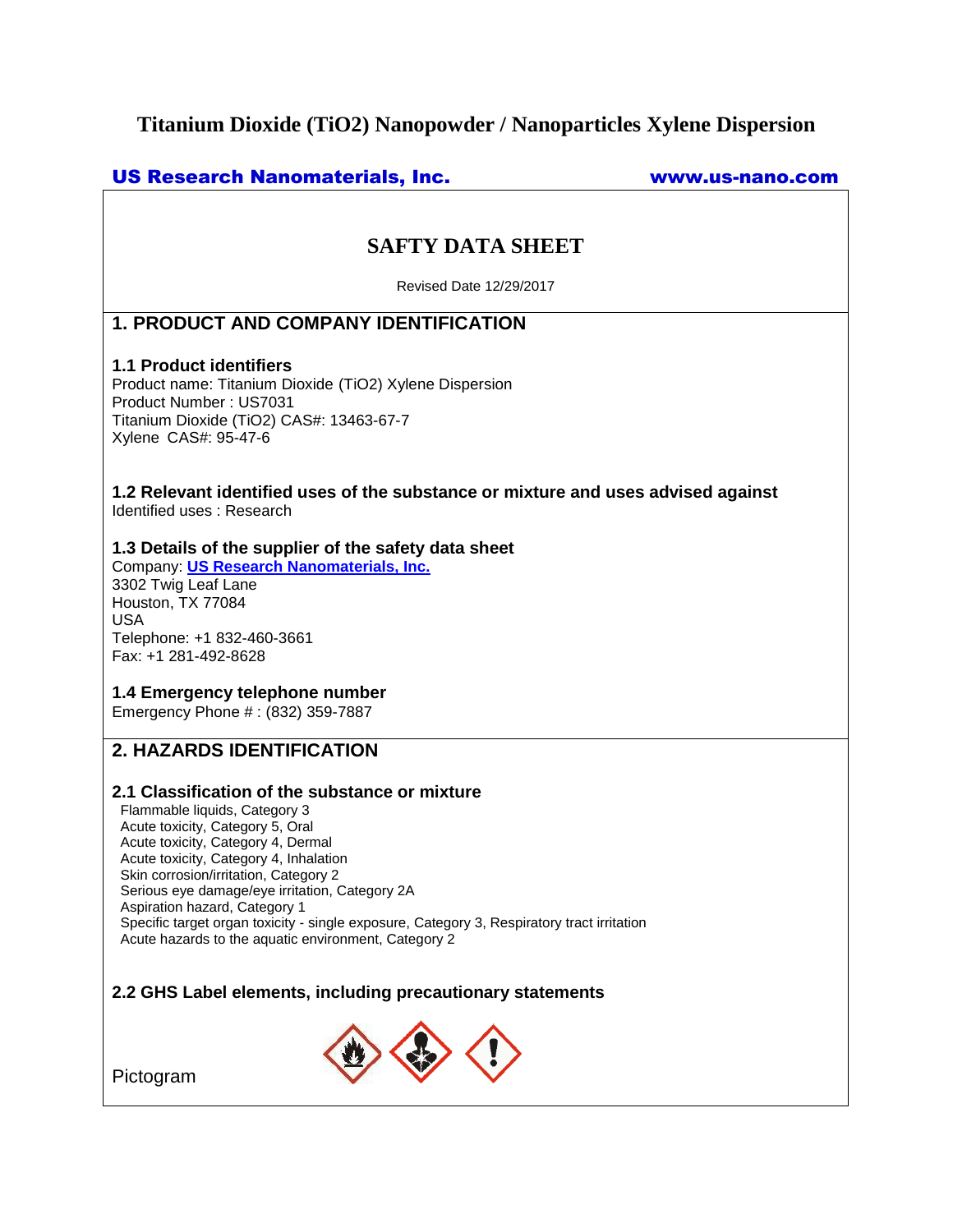# Titanium Dioxide (TiO2) Nanopowder / Nanoparticles Xylene Dispersion

**US Research Nanomaterials, Inc.** **www.us-nano.com**

## SAFTY DATA SHEET

Revised Date 12/29/2017

## 1. PRODUCT AND COMPANY IDENTIFICATION

### 1.1 Product identifiers

Product name: Titanium Dioxide (TiO2) Xylene Dispersion
Product Number : US7031
Titanium Dioxide (TiO2) CAS#: 13463-67-7
Xylene CAS#: 95-47-6

### 1.2 Relevant identified uses of the substance or mixture and uses advised against

Identified uses : Research

### 1.3 Details of the supplier of the safety data sheet

Company: **US Research Nanomaterials, Inc.**
3302 Twig Leaf Lane
Houston, TX 77084
USA
Telephone: +1 832-460-3661
Fax: +1 281-492-8628

### 1.4 Emergency telephone number

Emergency Phone # : (832) 359-7887

## 2. HAZARDS IDENTIFICATION

### 2.1 Classification of the substance or mixture

Flammable liquids, Category 3
Acute toxicity, Category 5, Oral
Acute toxicity, Category 4, Dermal
Acute toxicity, Category 4, Inhalation
Skin corrosion/irritation, Category 2
Serious eye damage/eye irritation, Category 2A
Aspiration hazard, Category 1
Specific target organ toxicity - single exposure, Category 3, Respiratory tract irritation
Acute hazards to the aquatic environment, Category 2

### 2.2 GHS Label elements, including precautionary statements

Pictogram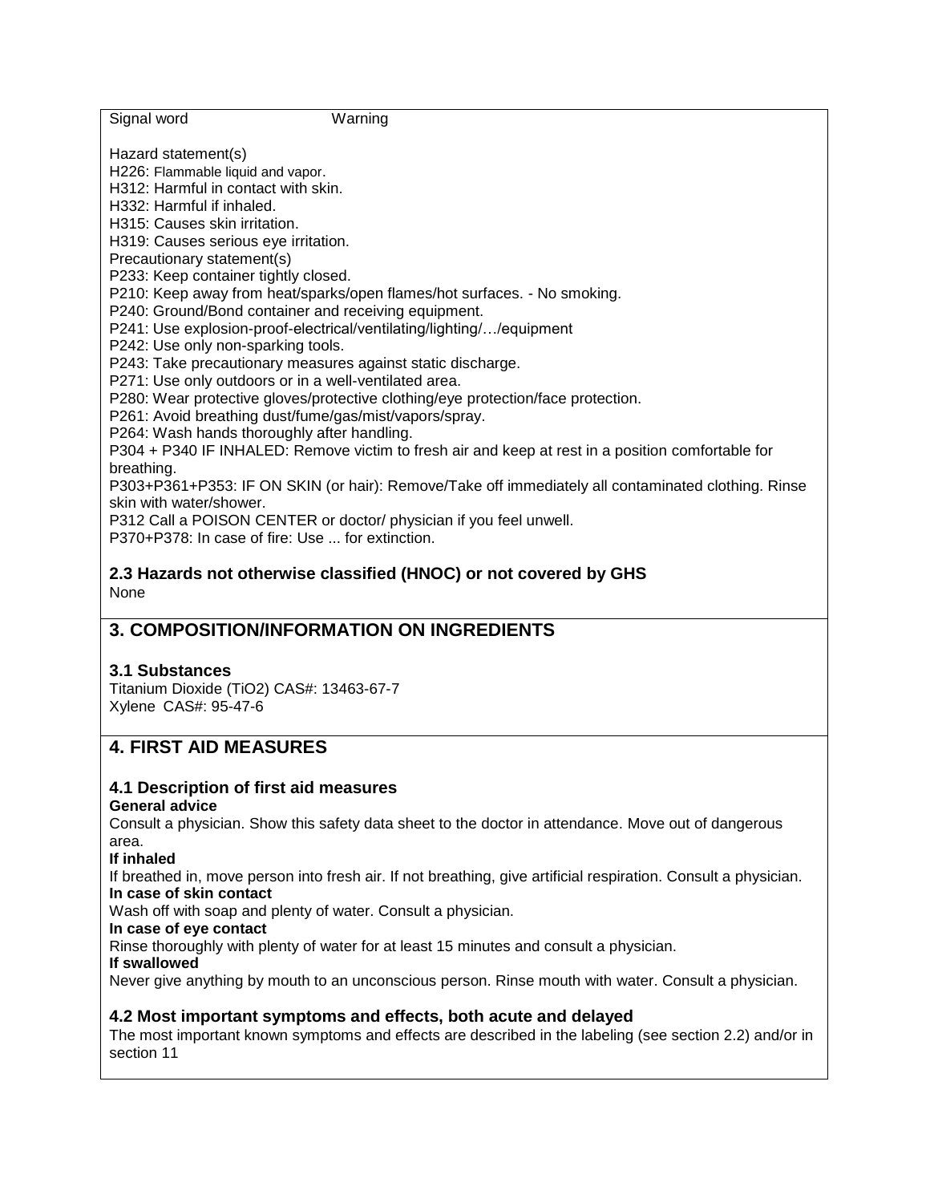Signal word Warning

Hazard statement(s)
H226: Flammable liquid and vapor.
H312: Harmful in contact with skin.
H332: Harmful if inhaled.
H315: Causes skin irritation.
H319: Causes serious eye irritation.
Precautionary statement(s)
P233: Keep container tightly closed.
P210: Keep away from heat/sparks/open flames/hot surfaces. - No smoking.
P240: Ground/Bond container and receiving equipment.
P241: Use explosion-proof-electrical/ventilating/lighting/…/equipment
P242: Use only non-sparking tools.
P243: Take precautionary measures against static discharge.
P271: Use only outdoors or in a well-ventilated area.
P280: Wear protective gloves/protective clothing/eye protection/face protection.
P261: Avoid breathing dust/fume/gas/mist/vapors/spray.
P264: Wash hands thoroughly after handling.
P304 + P340 IF INHALED: Remove victim to fresh air and keep at rest in a position comfortable for breathing.
P303+P361+P353: IF ON SKIN (or hair): Remove/Take off immediately all contaminated clothing. Rinse skin with water/shower.
P312 Call a POISON CENTER or doctor/ physician if you feel unwell.
P370+P378: In case of fire: Use ... for extinction.

### 2.3 Hazards not otherwise classified (HNOC) or not covered by GHS

None

## 3. COMPOSITION/INFORMATION ON INGREDIENTS

### 3.1 Substances

Titanium Dioxide ($TiO_2$) CAS#: 13463-67-7
Xylene CAS#: 95-47-6

## 4. FIRST AID MEASURES

### 4.1 Description of first aid measures

**General advice**
Consult a physician. Show this safety data sheet to the doctor in attendance. Move out of dangerous area.

**If inhaled**
If breathed in, move person into fresh air. If not breathing, give artificial respiration. Consult a physician.

**In case of skin contact**
Wash off with soap and plenty of water. Consult a physician.

**In case of eye contact**
Rinse thoroughly with plenty of water for at least 15 minutes and consult a physician.

**If swallowed**
Never give anything by mouth to an unconscious person. Rinse mouth with water. Consult a physician.

### 4.2 Most important symptoms and effects, both acute and delayed

The most important known symptoms and effects are described in the labeling (see section 2.2) and/or in section 11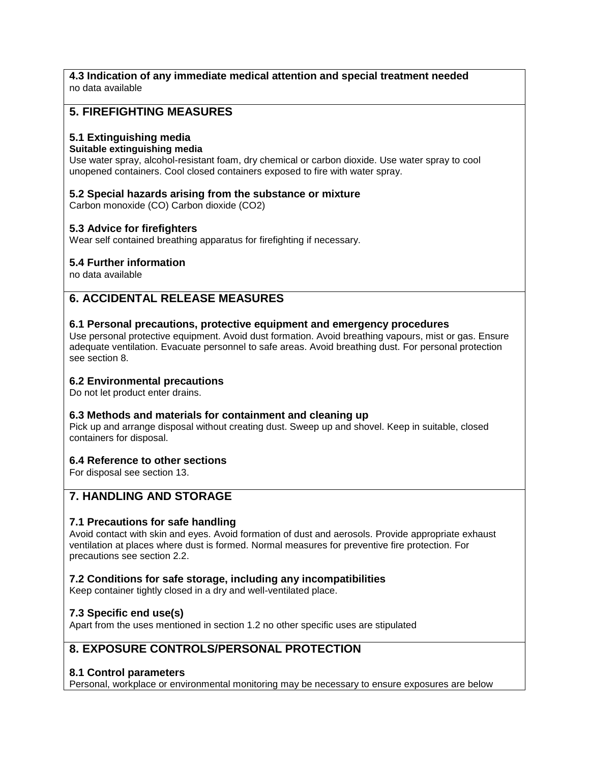### 4.3 Indication of any immediate medical attention and special treatment needed

no data available

## 5. FIREFIGHTING MEASURES

### 5.1 Extinguishing media

**Suitable extinguishing media**

Use water spray, alcohol-resistant foam, dry chemical or carbon dioxide. Use water spray to cool unopened containers. Cool closed containers exposed to fire with water spray.

### 5.2 Special hazards arising from the substance or mixture

Carbon monoxide (CO) Carbon dioxide ($CO_2$)

### 5.3 Advice for firefighters

Wear self contained breathing apparatus for firefighting if necessary.

### 5.4 Further information

no data available

## 6. ACCIDENTAL RELEASE MEASURES

### 6.1 Personal precautions, protective equipment and emergency procedures

Use personal protective equipment. Avoid dust formation. Avoid breathing vapours, mist or gas. Ensure adequate ventilation. Evacuate personnel to safe areas. Avoid breathing dust. For personal protection see section 8.

### 6.2 Environmental precautions

Do not let product enter drains.

### 6.3 Methods and materials for containment and cleaning up

Pick up and arrange disposal without creating dust. Sweep up and shovel. Keep in suitable, closed containers for disposal.

### 6.4 Reference to other sections

For disposal see section 13.

## 7. HANDLING AND STORAGE

### 7.1 Precautions for safe handling

Avoid contact with skin and eyes. Avoid formation of dust and aerosols. Provide appropriate exhaust ventilation at places where dust is formed. Normal measures for preventive fire protection. For precautions see section 2.2.

### 7.2 Conditions for safe storage, including any incompatibilities

Keep container tightly closed in a dry and well-ventilated place.

### 7.3 Specific end use(s)

Apart from the uses mentioned in section 1.2 no other specific uses are stipulated

## 8. EXPOSURE CONTROLS/PERSONAL PROTECTION

### 8.1 Control parameters

Personal, workplace or environmental monitoring may be necessary to ensure exposures are below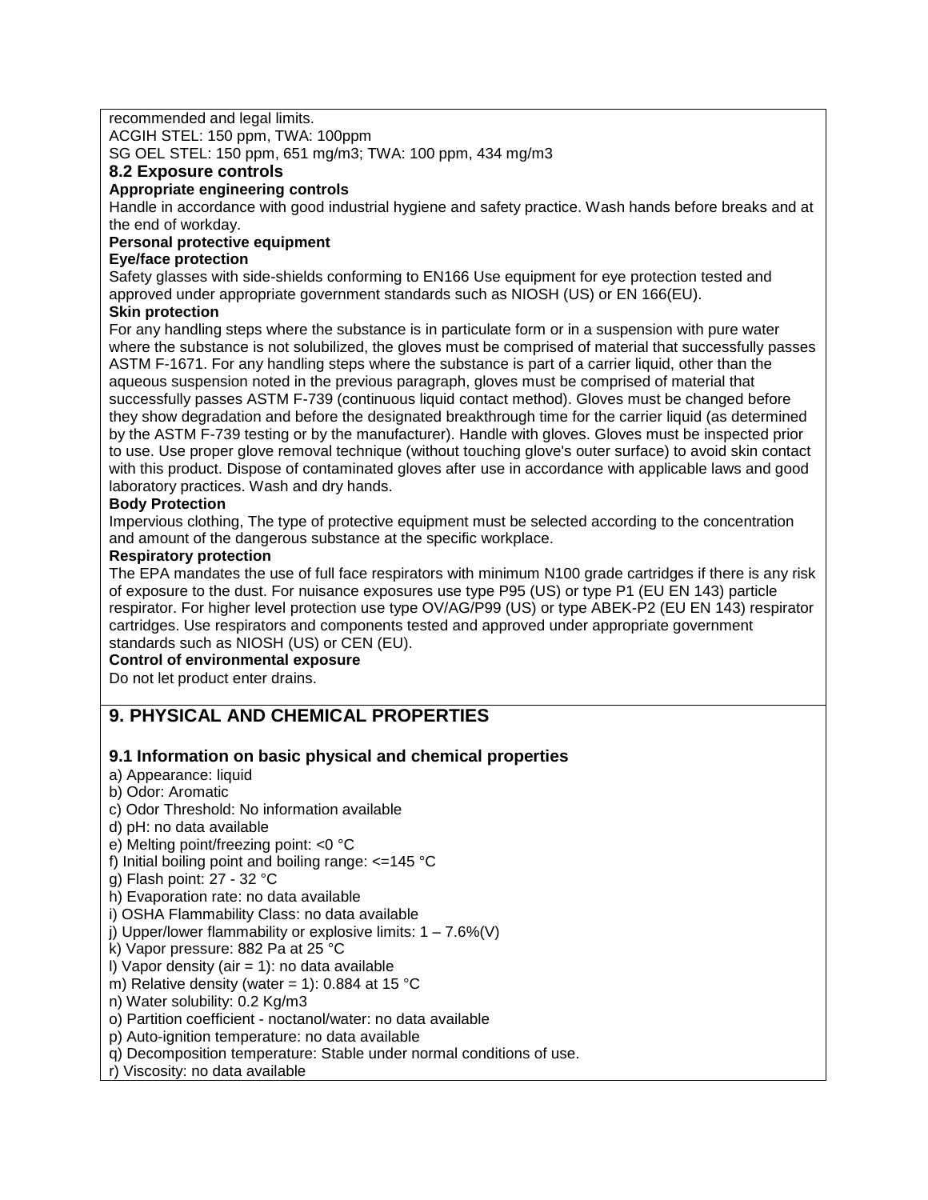recommended and legal limits.
ACGIH STEL: 150 ppm, TWA: 100ppm
SG OEL STEL: 150 ppm, 651 mg/m3; TWA: 100 ppm, 434 mg/m3

### 8.2 Exposure controls

**Appropriate engineering controls**

Handle in accordance with good industrial hygiene and safety practice. Wash hands before breaks and at the end of workday.

**Personal protective equipment**

**Eye/face protection**

Safety glasses with side-shields conforming to EN166 Use equipment for eye protection tested and approved under appropriate government standards such as NIOSH (US) or EN 166(EU).

**Skin protection**

For any handling steps where the substance is in particulate form or in a suspension with pure water where the substance is not solubilized, the gloves must be comprised of material that successfully passes ASTM F-1671. For any handling steps where the substance is part of a carrier liquid, other than the aqueous suspension noted in the previous paragraph, gloves must be comprised of material that successfully passes ASTM F-739 (continuous liquid contact method). Gloves must be changed before they show degradation and before the designated breakthrough time for the carrier liquid (as determined by the ASTM F-739 testing or by the manufacturer). Handle with gloves. Gloves must be inspected prior to use. Use proper glove removal technique (without touching glove's outer surface) to avoid skin contact with this product. Dispose of contaminated gloves after use in accordance with applicable laws and good laboratory practices. Wash and dry hands.

**Body Protection**

Impervious clothing, The type of protective equipment must be selected according to the concentration and amount of the dangerous substance at the specific workplace.

**Respiratory protection**

The EPA mandates the use of full face respirators with minimum N100 grade cartridges if there is any risk of exposure to the dust. For nuisance exposures use type P95 (US) or type P1 (EU EN 143) particle respirator. For higher level protection use type OV/AG/P99 (US) or type ABEK-P2 (EU EN 143) respirator cartridges. Use respirators and components tested and approved under appropriate government standards such as NIOSH (US) or CEN (EU).

**Control of environmental exposure**

Do not let product enter drains.

## 9. PHYSICAL AND CHEMICAL PROPERTIES

### 9.1 Information on basic physical and chemical properties

a) Appearance: liquid
b) Odor: Aromatic
c) Odor Threshold: No information available
d) pH: no data available
e) Melting point/freezing point: <0 °C
f) Initial boiling point and boiling range: <=145 °C
g) Flash point: 27 - 32 °C
h) Evaporation rate: no data available
i) OSHA Flammability Class: no data available
j) Upper/lower flammability or explosive limits: 1 – 7.6%(V)
k) Vapor pressure: 882 Pa at 25 °C
l) Vapor density (air = 1): no data available
m) Relative density (water = 1): 0.884 at 15 °C
n) Water solubility: 0.2 Kg/m3
o) Partition coefficient - noctanol/water: no data available
p) Auto-ignition temperature: no data available
q) Decomposition temperature: Stable under normal conditions of use.
r) Viscosity: no data available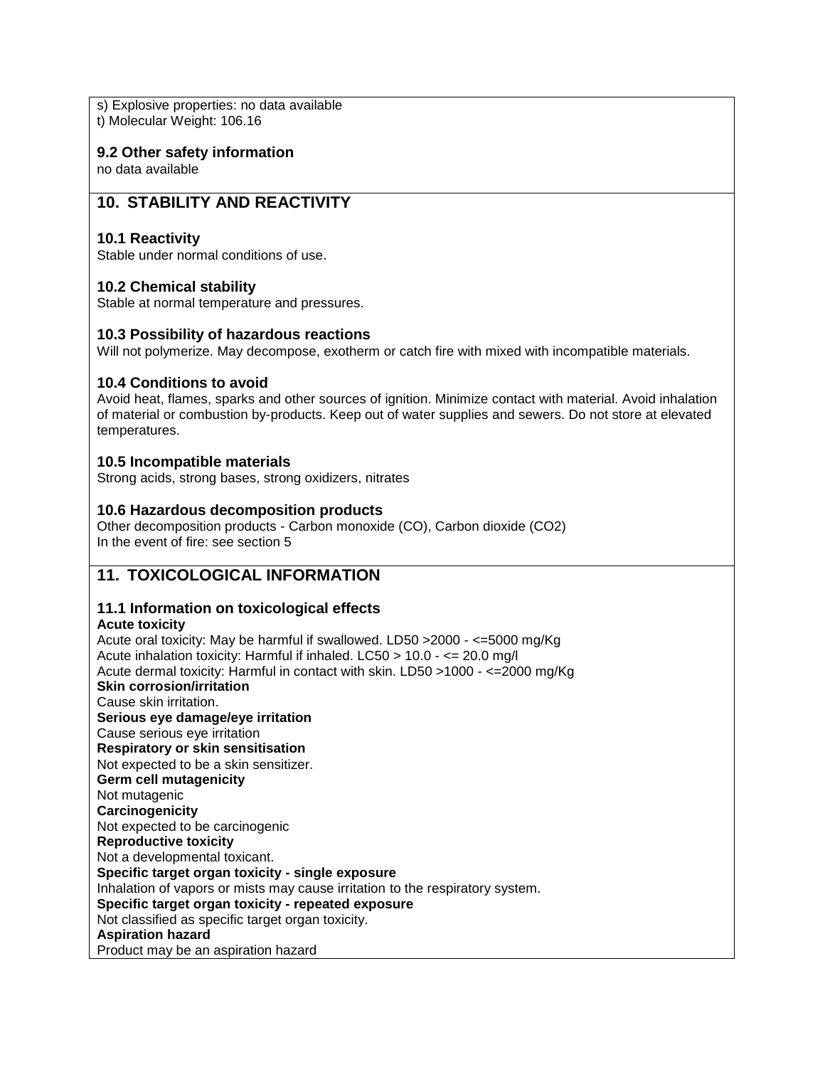s) Explosive properties: no data available
t) Molecular Weight: 106.16

### 9.2 Other safety information

no data available

## 10. STABILITY AND REACTIVITY

### 10.1 Reactivity

Stable under normal conditions of use.

### 10.2 Chemical stability

Stable at normal temperature and pressures.

### 10.3 Possibility of hazardous reactions

Will not polymerize. May decompose, exotherm or catch fire with mixed with incompatible materials.

### 10.4 Conditions to avoid

Avoid heat, flames, sparks and other sources of ignition. Minimize contact with material. Avoid inhalation of material or combustion by-products. Keep out of water supplies and sewers. Do not store at elevated temperatures.

### 10.5 Incompatible materials

Strong acids, strong bases, strong oxidizers, nitrates

### 10.6 Hazardous decomposition products

Other decomposition products - Carbon monoxide (CO), Carbon dioxide ($CO_2$)
In the event of fire: see section 5

## 11. TOXICOLOGICAL INFORMATION

### 11.1 Information on toxicological effects

**Acute toxicity**
Acute oral toxicity: May be harmful if swallowed. LD50 >2000 - <=5000 mg/Kg
Acute inhalation toxicity: Harmful if inhaled. LC50 > 10.0 - <= 20.0 mg/l
Acute dermal toxicity: Harmful in contact with skin. LD50 >1000 - <=2000 mg/Kg
**Skin corrosion/irritation**
Cause skin irritation.
**Serious eye damage/eye irritation**
Cause serious eye irritation
**Respiratory or skin sensitisation**
Not expected to be a skin sensitizer.
**Germ cell mutagenicity**
Not mutagenic
**Carcinogenicity**
Not expected to be carcinogenic
**Reproductive toxicity**
Not a developmental toxicant.
**Specific target organ toxicity - single exposure**
Inhalation of vapors or mists may cause irritation to the respiratory system.
**Specific target organ toxicity - repeated exposure**
Not classified as specific target organ toxicity.
**Aspiration hazard**
Product may be an aspiration hazard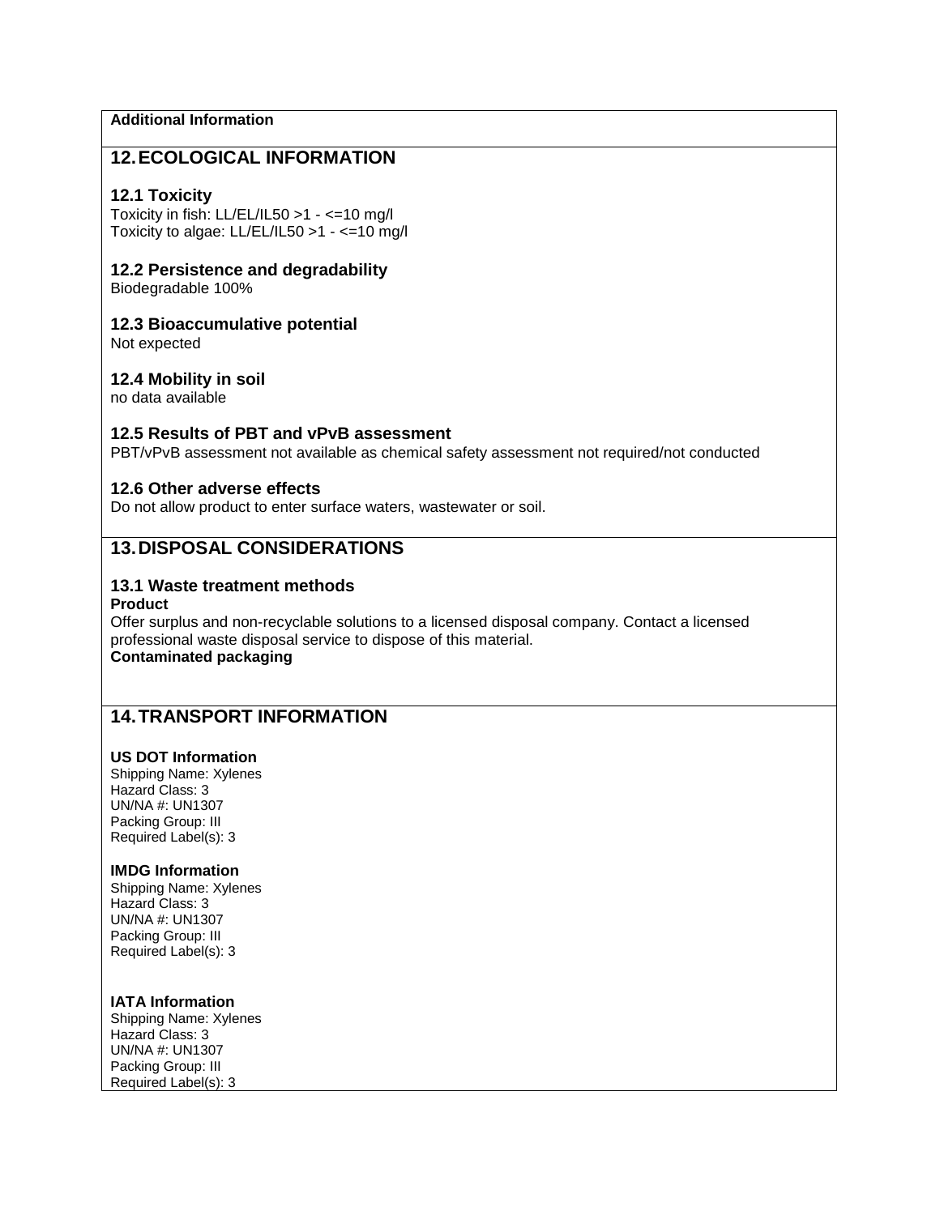**Additional Information**

## 12. ECOLOGICAL INFORMATION

### 12.1 Toxicity

Toxicity in fish: LL/EL/IL50 >1 - <=10 mg/l
Toxicity to algae: LL/EL/IL50 >1 - <=10 mg/l

### 12.2 Persistence and degradability

Biodegradable 100%

### 12.3 Bioaccumulative potential

Not expected

### 12.4 Mobility in soil

no data available

### 12.5 Results of PBT and vPvB assessment

PBT/vPvB assessment not available as chemical safety assessment not required/not conducted

### 12.6 Other adverse effects

Do not allow product to enter surface waters, wastewater or soil.

## 13. DISPOSAL CONSIDERATIONS

### 13.1 Waste treatment methods

**Product**

Offer surplus and non-recyclable solutions to a licensed disposal company. Contact a licensed professional waste disposal service to dispose of this material.

**Contaminated packaging**

## 14. TRANSPORT INFORMATION

**US DOT Information**

Shipping Name: Xylenes
Hazard Class: 3
UN/NA #: UN1307
Packing Group: III
Required Label(s): 3

**IMDG Information**

Shipping Name: Xylenes
Hazard Class: 3
UN/NA #: UN1307
Packing Group: III
Required Label(s): 3

**IATA Information**

Shipping Name: Xylenes
Hazard Class: 3
UN/NA #: UN1307
Packing Group: III
Required Label(s): 3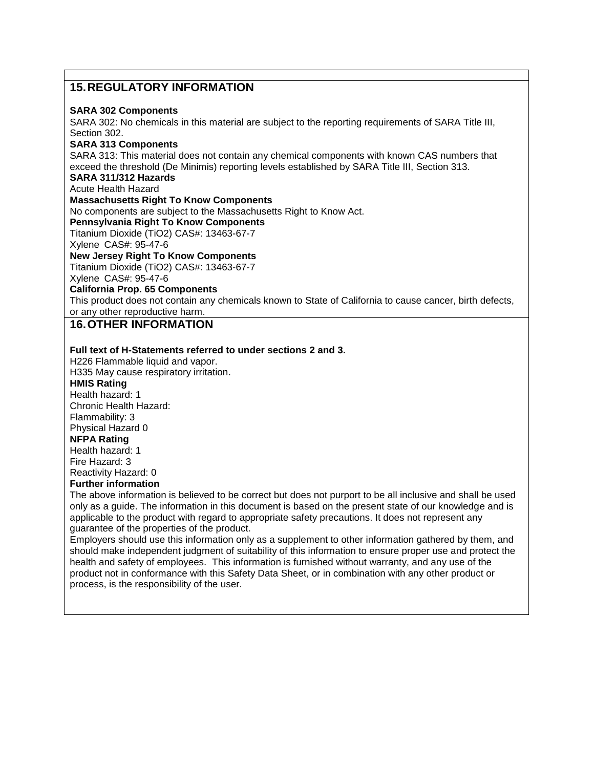## 15. REGULATORY INFORMATION

**SARA 302 Components**

SARA 302: No chemicals in this material are subject to the reporting requirements of SARA Title III, Section 302.

**SARA 313 Components**

SARA 313: This material does not contain any chemical components with known CAS numbers that exceed the threshold (De Minimis) reporting levels established by SARA Title III, Section 313.

**SARA 311/312 Hazards**

Acute Health Hazard

**Massachusetts Right To Know Components**

No components are subject to the Massachusetts Right to Know Act.

**Pennsylvania Right To Know Components**

Titanium Dioxide ($TiO_2$) CAS#: 13463-67-7

Xylene CAS#: 95-47-6

**New Jersey Right To Know Components**

Titanium Dioxide ($TiO_2$) CAS#: 13463-67-7

Xylene CAS#: 95-47-6

**California Prop. 65 Components**

This product does not contain any chemicals known to State of California to cause cancer, birth defects, or any other reproductive harm.

## 16. OTHER INFORMATION

**Full text of H-Statements referred to under sections 2 and 3.**

H226 Flammable liquid and vapor.

H335 May cause respiratory irritation.

**HMIS Rating**

Health hazard: 1

Chronic Health Hazard:

Flammability: 3

Physical Hazard 0

**NFPA Rating**

Health hazard: 1

Fire Hazard: 3

Reactivity Hazard: 0

**Further information**

The above information is believed to be correct but does not purport to be all inclusive and shall be used only as a guide. The information in this document is based on the present state of our knowledge and is applicable to the product with regard to appropriate safety precautions. It does not represent any guarantee of the properties of the product.

Employers should use this information only as a supplement to other information gathered by them, and should make independent judgment of suitability of this information to ensure proper use and protect the health and safety of employees. This information is furnished without warranty, and any use of the product not in conformance with this Safety Data Sheet, or in combination with any other product or process, is the responsibility of the user.